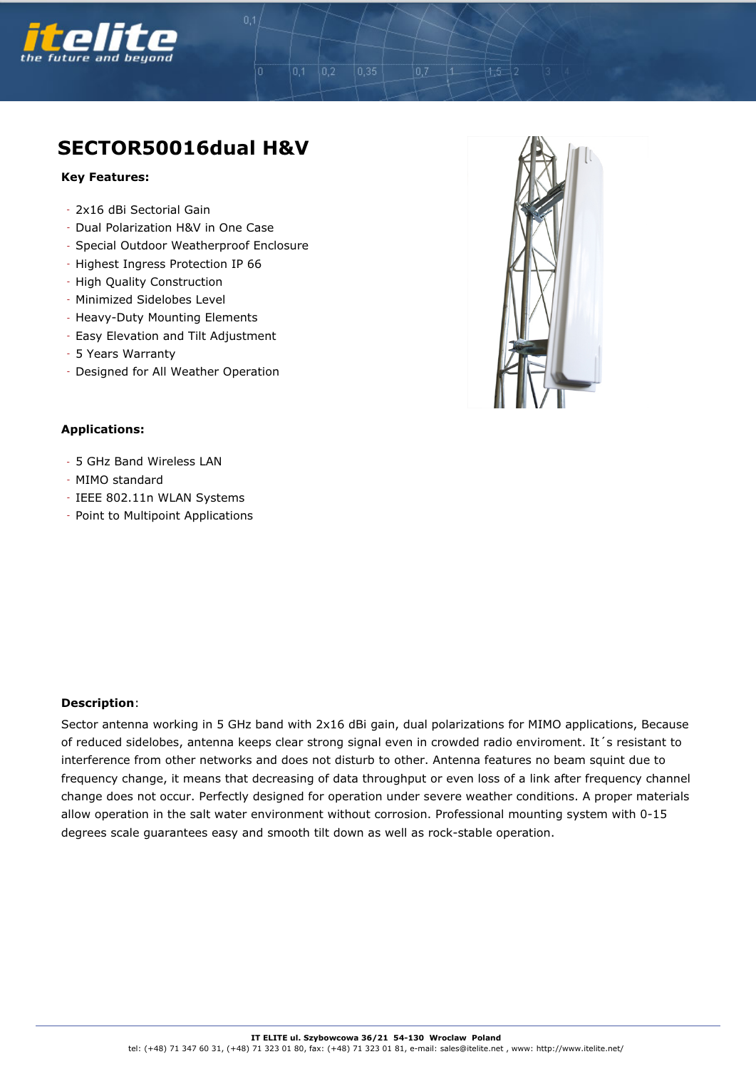# SECTOR50016dual H&V

**Key Features:**

- 2x16 dBi Sectorial Gain
- Dual Polarization H&V in One Case
- Special Outdoor Weatherproof Enclosure
- Highest Ingress Protection IP 66
- High Quality Construction
- Minimized Sidelobes Level
- Heavy-Duty Mounting Elements
- Easy Elevation and Tilt Adjustment
- 5 Years Warranty
- Designed for All Weather Operation

**Applications:**

- 5 GHz Band Wireless LAN
- MIMO standard
- IEEE 802.11n WLAN Systems
- Point to Multipoint Applications

**Description**:

Sector antenna working in 5 GHz band with 2x16 dBi gain, dual polarizations for MIMO applications, Because of reduced sidelobes, antenna keeps clear strong signal even in crowded radio enviroment. It´s resistant to interference from other networks and does not disturb to other. Antenna features no beam squint due to frequency change, it means that decreasing of data throughput or even loss of a link after frequency channel change does not occur. Perfectly designed for operation under severe weather conditions. A proper materials allow operation in the salt water environment without corrosion. Professional mounting system with 0-15 degrees scale guarantees easy and smooth tilt down as well as rock-stable operation.

**IT ELITE ul. Szybowcowa 36/21 54-130 Wroclaw Poland**
tel: (+48) 71 347 60 31, (+48) 71 323 01 80, fax: (+48) 71 323 01 81, e-mail: sales@itelite.net , www: http://www.itelite.net/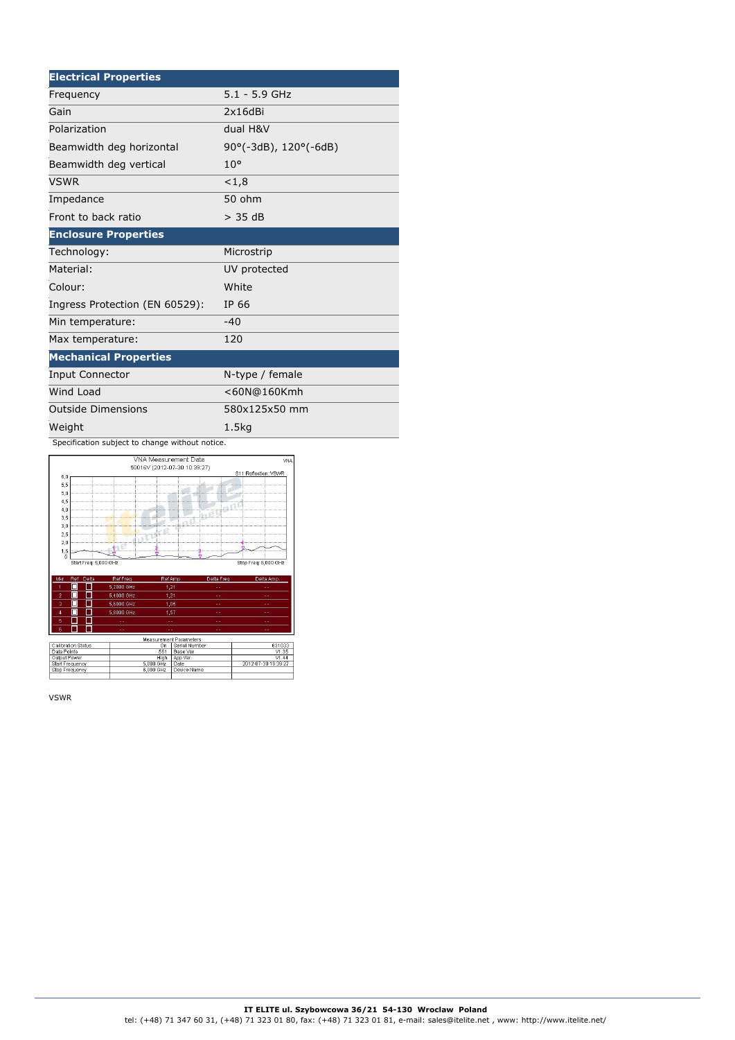| Electrical Properties | |
|---|---|
| Frequency | 5.1 - 5.9 GHz |
| Gain | 2x16dBi |
| Polarization | dual H&V |
| Beamwidth deg horizontal | 90°(-3dB), 120°(-6dB) |
| Beamwidth deg vertical | 10° |
| VSWR | <1,8 |
| Impedance | 50 ohm |
| Front to back ratio | > 35 dB |
| **Enclosure Properties** | |
| Technology: | Microstrip |
| Material: | UV protected |
| Colour: | White |
| Ingress Protection (EN 60529): | IP 66 |
| Min temperature: | -40 |
| Max temperature: | 120 |
| **Mechanical Properties** | |
| Input Connector | N-type / female |
| Wind Load | <60N@160Kmh |
| Outside Dimensions | 580x125x50 mm |
| Weight | 1.5kg |

Specification subject to change without notice.

VNA Measurement Data
5001SV (2012-07-30 10:39:27)
VNA
S11 Reflection: VSWR
6,0
5,5
5,0
4,5
4,0
3,5
3,0
2,5
2,0
1,5
0
Start Freq: 5,000 GHz
Stop Freq: 6,000 GHz

| Mkr | Ref | Delta | Ref Freq | Ref Amp | Delta Freq | Delta Amp |
|---|---|---|---|---|---|---|
| 1 | | | 5,2000 GHz | 1,21 | -- | -- |
| 2 | | | 5,4000 GHz | 1,21 | -- | -- |
| 3 | | | 5,6000 GHz | 1,06 | -- | -- |
| 4 | | | 5,8000 GHz | 1,57 | -- | -- |
| 5 | | | -- | -- | -- | -- |
| 6 | | | -- | -- | -- | -- |

| Measurement Parameters | | | |
|---|---|---|---|
| Calibration Status | On | Serial Number | 631033 |
| Data Points | 551 | Base Ver. | V1.35 |
| Output Power | High | App Ver. | V1.44 |
| Start Frequency | 5,000 GHz | Date | 2012-07-30 10:39:27 |
| Stop Frequency | 6,000 GHz | Device Name | |

VSWR

**IT ELITE ul. Szybowcowa 36/21 54-130 Wroclaw Poland**
tel: (+48) 71 347 60 31, (+48) 71 323 01 80, fax: (+48) 71 323 01 81, e-mail: sales@itelite.net , www: http://www.itelite.net/